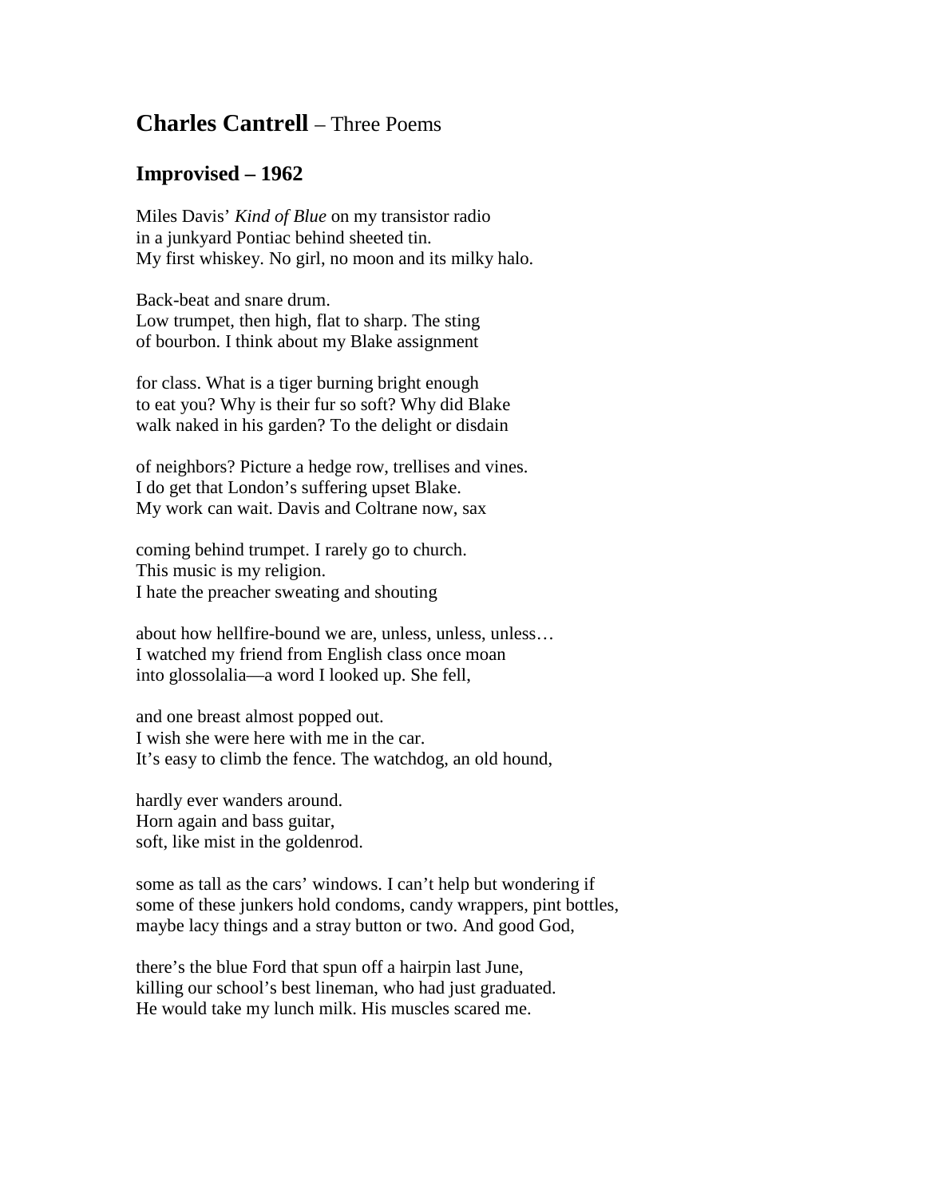# **Charles Cantrell** – Three Poems

## Improvised – 1962

Miles Davis' *Kind of Blue* on my transistor radio  
in a junkyard Pontiac behind sheeted tin.  
My first whiskey. No girl, no moon and its milky halo.

Back-beat and snare drum.  
Low trumpet, then high, flat to sharp. The sting  
of bourbon. I think about my Blake assignment

for class. What is a tiger burning bright enough  
to eat you? Why is their fur so soft? Why did Blake  
walk naked in his garden? To the delight or disdain

of neighbors? Picture a hedge row, trellises and vines.  
I do get that London's suffering upset Blake.  
My work can wait. Davis and Coltrane now, sax

coming behind trumpet. I rarely go to church.  
This music is my religion.  
I hate the preacher sweating and shouting

about how hellfire-bound we are, unless, unless, unless…  
I watched my friend from English class once moan  
into glossolalia—a word I looked up. She fell,

and one breast almost popped out.  
I wish she were here with me in the car.  
It's easy to climb the fence. The watchdog, an old hound,

hardly ever wanders around.  
Horn again and bass guitar,  
soft, like mist in the goldenrod.

some as tall as the cars' windows. I can't help but wondering if  
some of these junkers hold condoms, candy wrappers, pint bottles,  
maybe lacy things and a stray button or two. And good God,

there's the blue Ford that spun off a hairpin last June,  
killing our school's best lineman, who had just graduated.  
He would take my lunch milk. His muscles scared me.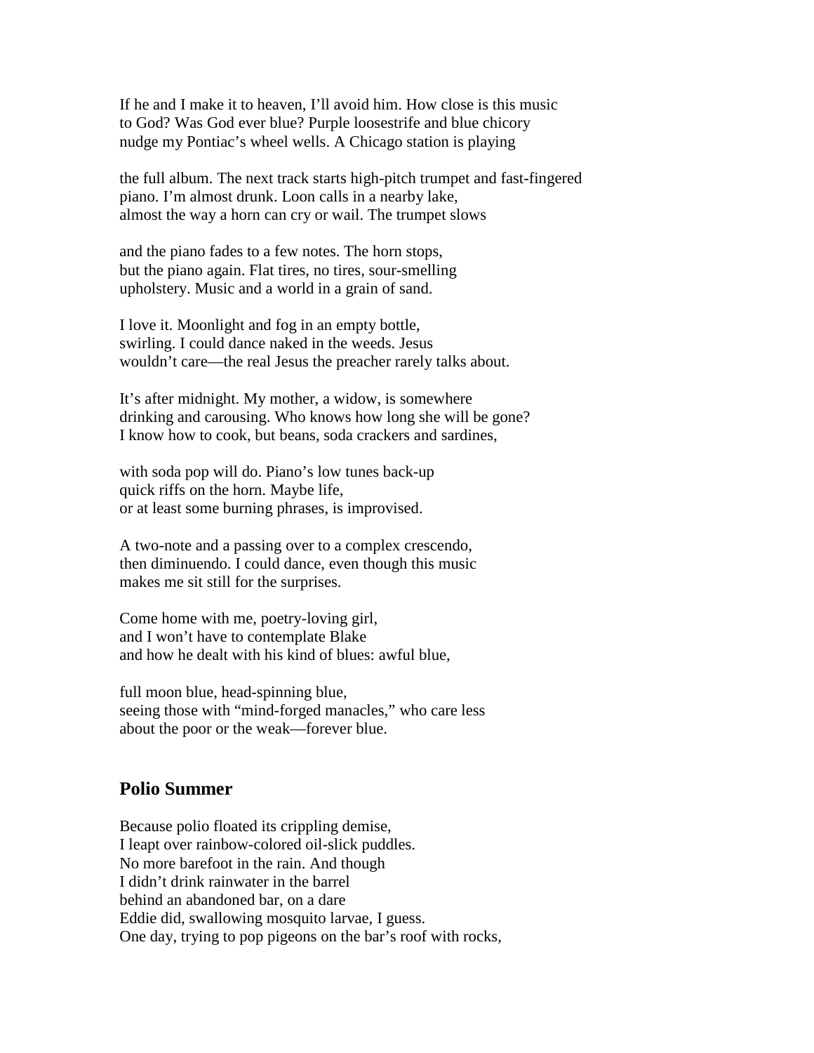If he and I make it to heaven, I'll avoid him. How close is this music  
to God? Was God ever blue? Purple loosestrife and blue chicory  
nudge my Pontiac's wheel wells. A Chicago station is playing

the full album. The next track starts high-pitch trumpet and fast-fingered  
piano. I'm almost drunk. Loon calls in a nearby lake,  
almost the way a horn can cry or wail. The trumpet slows

and the piano fades to a few notes. The horn stops,  
but the piano again. Flat tires, no tires, sour-smelling  
upholstery. Music and a world in a grain of sand.

I love it. Moonlight and fog in an empty bottle,  
swirling. I could dance naked in the weeds. Jesus  
wouldn't care—the real Jesus the preacher rarely talks about.

It's after midnight. My mother, a widow, is somewhere  
drinking and carousing. Who knows how long she will be gone?  
I know how to cook, but beans, soda crackers and sardines,

with soda pop will do. Piano's low tunes back-up  
quick riffs on the horn. Maybe life,  
or at least some burning phrases, is improvised.

A two-note and a passing over to a complex crescendo,  
then diminuendo. I could dance, even though this music  
makes me sit still for the surprises.

Come home with me, poetry-loving girl,  
and I won't have to contemplate Blake  
and how he dealt with his kind of blues: awful blue,

full moon blue, head-spinning blue,  
seeing those with "mind-forged manacles," who care less  
about the poor or the weak—forever blue.

## Polio Summer

Because polio floated its crippling demise,  
I leapt over rainbow-colored oil-slick puddles.  
No more barefoot in the rain. And though  
I didn't drink rainwater in the barrel  
behind an abandoned bar, on a dare  
Eddie did, swallowing mosquito larvae, I guess.  
One day, trying to pop pigeons on the bar's roof with rocks,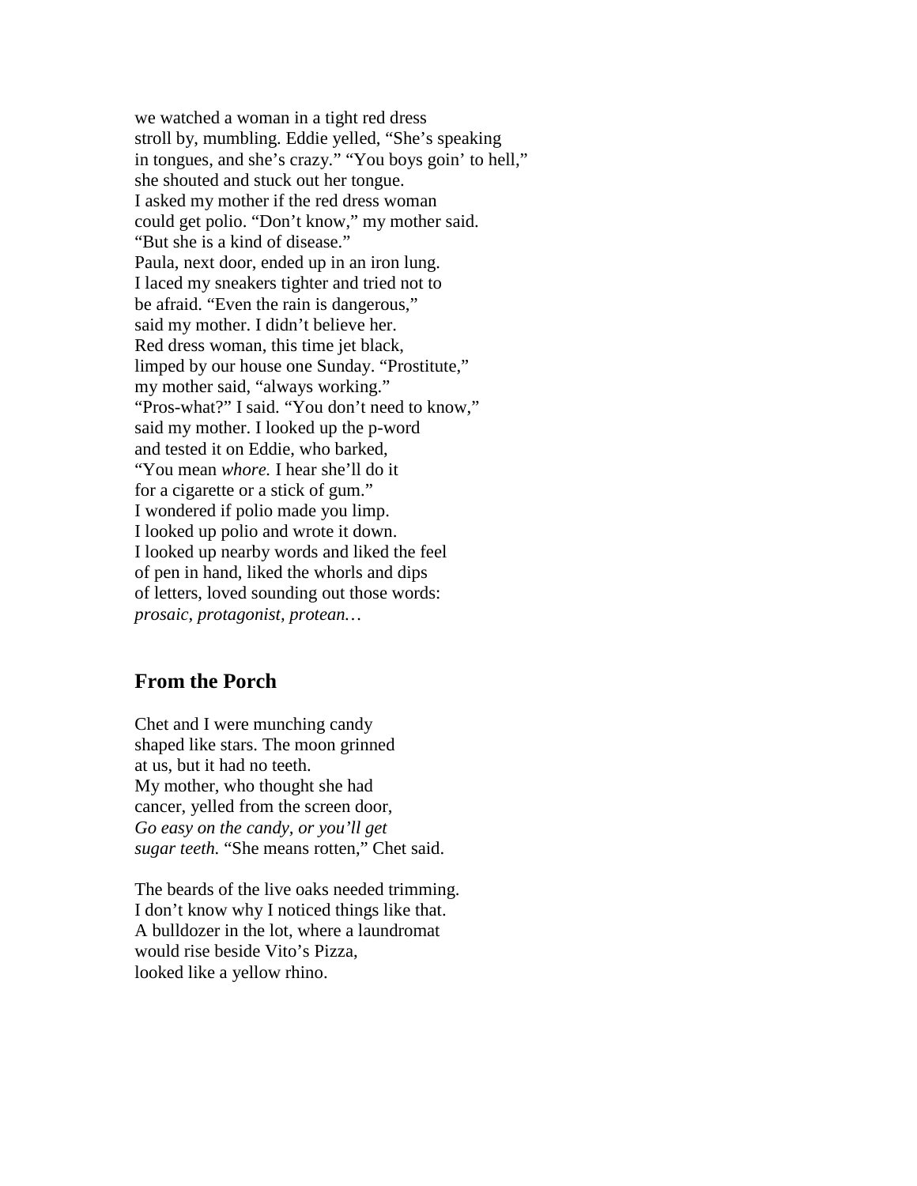we watched a woman in a tight red dress  
stroll by, mumbling. Eddie yelled, “She’s speaking  
in tongues, and she’s crazy.” “You boys goin’ to hell,”  
she shouted and stuck out her tongue.  
I asked my mother if the red dress woman  
could get polio. “Don’t know,” my mother said.  
“But she is a kind of disease.”  
Paula, next door, ended up in an iron lung.  
I laced my sneakers tighter and tried not to  
be afraid. “Even the rain is dangerous,”  
said my mother. I didn’t believe her.  
Red dress woman, this time jet black,  
limped by our house one Sunday. “Prostitute,”  
my mother said, “always working.”  
“Pros-what?” I said. “You don’t need to know,”  
said my mother. I looked up the p-word  
and tested it on Eddie, who barked,  
“You mean *whore.* I hear she’ll do it  
for a cigarette or a stick of gum.”  
I wondered if polio made you limp.  
I looked up polio and wrote it down.  
I looked up nearby words and liked the feel  
of pen in hand, liked the whorls and dips  
of letters, loved sounding out those words:  
*prosaic, protagonist, protean…*

## From the Porch

Chet and I were munching candy  
shaped like stars. The moon grinned  
at us, but it had no teeth.  
My mother, who thought she had  
cancer, yelled from the screen door,  
*Go easy on the candy, or you’ll get*  
*sugar teeth.* “She means rotten,” Chet said.

The beards of the live oaks needed trimming.  
I don’t know why I noticed things like that.  
A bulldozer in the lot, where a laundromat  
would rise beside Vito’s Pizza,  
looked like a yellow rhino.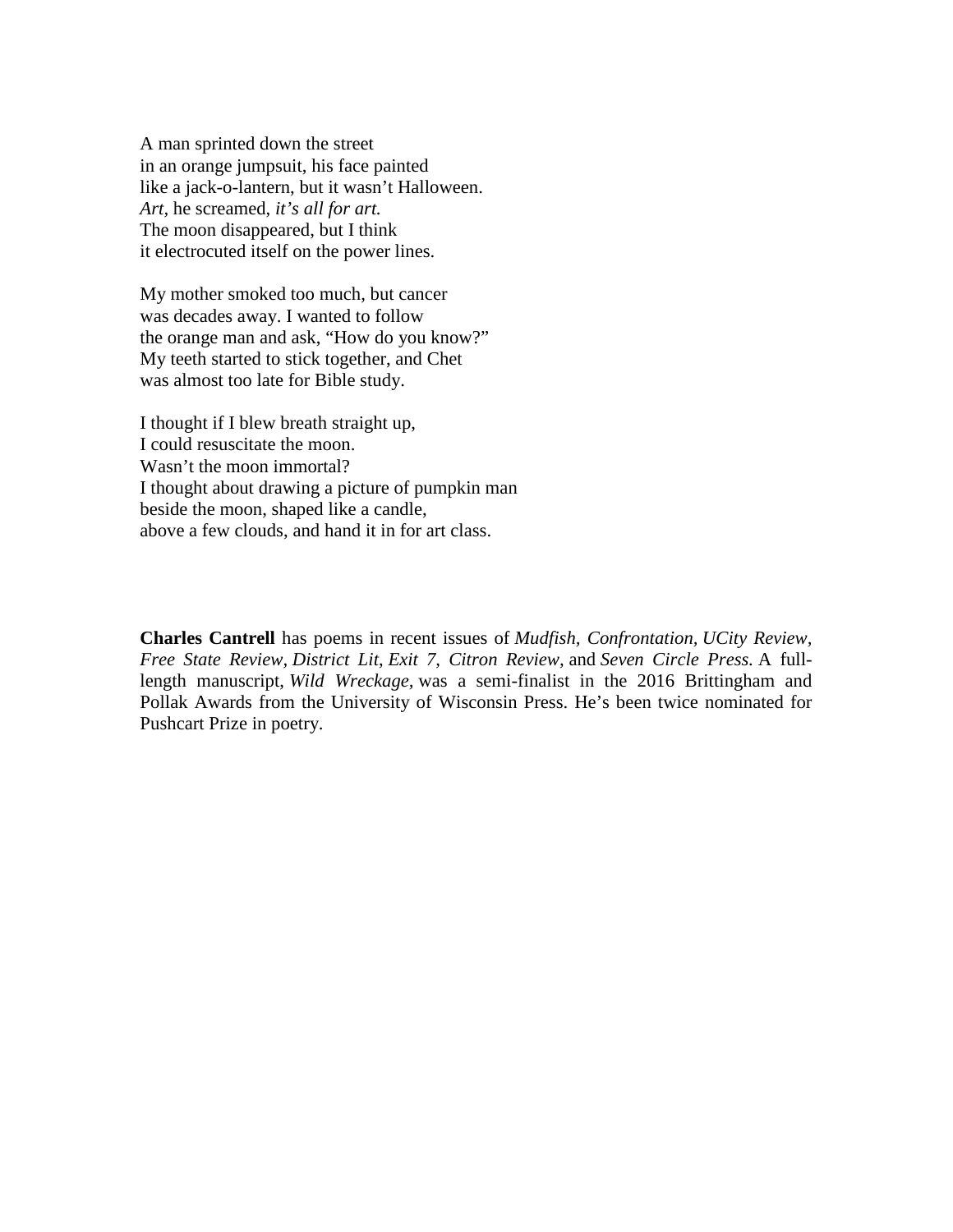A man sprinted down the street  
in an orange jumpsuit, his face painted  
like a jack-o-lantern, but it wasn't Halloween.  
*Art*, he screamed, *it's all for art.*  
The moon disappeared, but I think  
it electrocuted itself on the power lines.

My mother smoked too much, but cancer  
was decades away. I wanted to follow  
the orange man and ask, "How do you know?"  
My teeth started to stick together, and Chet  
was almost too late for Bible study.

I thought if I blew breath straight up,  
I could resuscitate the moon.  
Wasn't the moon immortal?  
I thought about drawing a picture of pumpkin man  
beside the moon, shaped like a candle,  
above a few clouds, and hand it in for art class.

**Charles Cantrell** has poems in recent issues of *Mudfish, Confrontation, UCity Review, Free State Review, District Lit, Exit 7, Citron Review,* and *Seven Circle Press.* A full-length manuscript, *Wild Wreckage,* was a semi-finalist in the 2016 Brittingham and Pollak Awards from the University of Wisconsin Press. He's been twice nominated for Pushcart Prize in poetry.